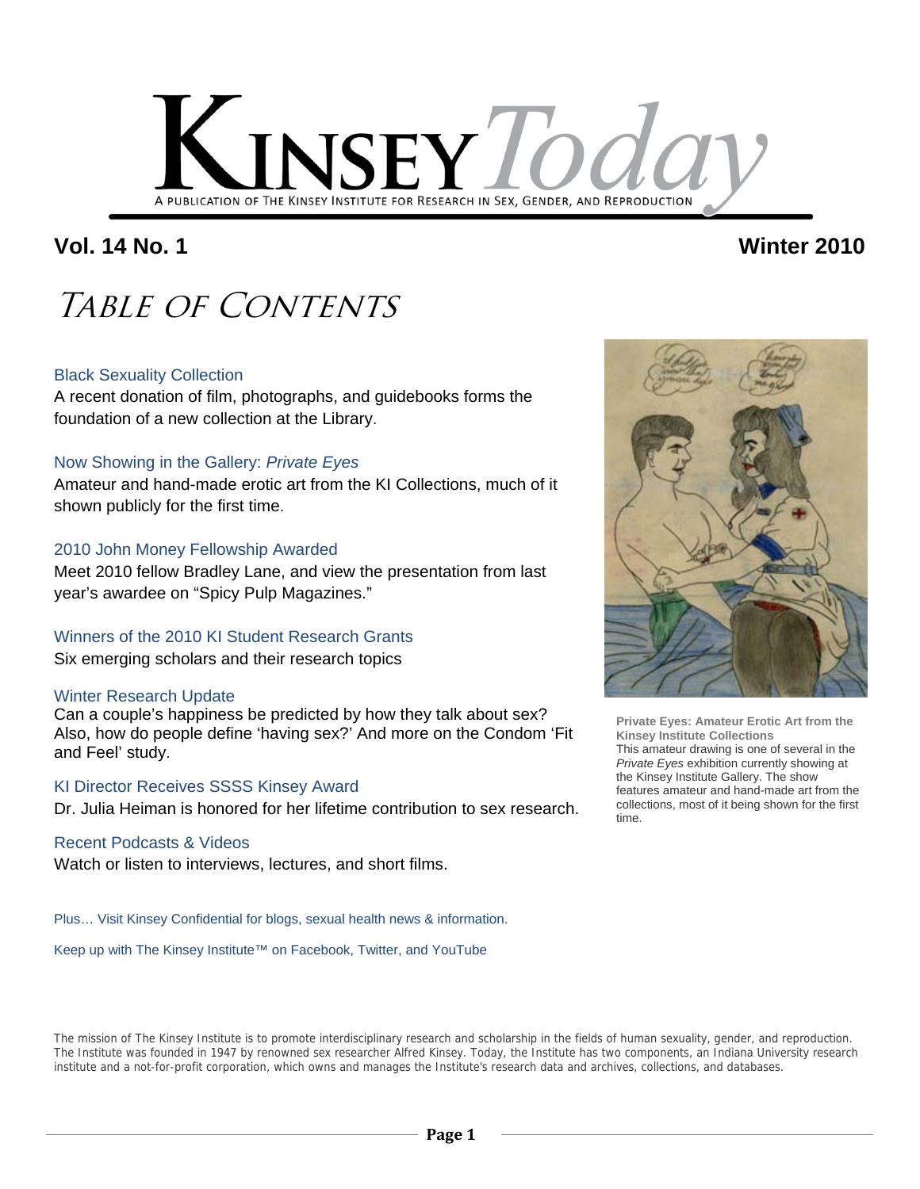# Kinsey Today

A PUBLICATION OF THE KINSEY INSTITUTE FOR RESEARCH IN SEX, GENDER, AND REPRODUCTION

**Vol. 14 No. 1** **Winter 2010**

## Table of Contents

### Black Sexuality Collection

A recent donation of film, photographs, and guidebooks forms the foundation of a new collection at the Library.

### Now Showing in the Gallery: *Private Eyes*

Amateur and hand-made erotic art from the KI Collections, much of it shown publicly for the first time.

### 2010 John Money Fellowship Awarded

Meet 2010 fellow Bradley Lane, and view the presentation from last year's awardee on "Spicy Pulp Magazines."

### Winners of the 2010 KI Student Research Grants

Six emerging scholars and their research topics

### Winter Research Update

Can a couple's happiness be predicted by how they talk about sex? Also, how do people define 'having sex?' And more on the Condom 'Fit and Feel' study.

### KI Director Receives SSSS Kinsey Award

Dr. Julia Heiman is honored for her lifetime contribution to sex research.

### Recent Podcasts & Videos

Watch or listen to interviews, lectures, and short films.

**Private Eyes: Amateur Erotic Art from the Kinsey Institute Collections**
This amateur drawing is one of several in the *Private Eyes* exhibition currently showing at the Kinsey Institute Gallery. The show features amateur and hand-made art from the collections, most of it being shown for the first time.

Plus… Visit Kinsey Confidential for blogs, sexual health news & information.

Keep up with The Kinsey Institute™ on Facebook, Twitter, and YouTube

The mission of The Kinsey Institute is to promote interdisciplinary research and scholarship in the fields of human sexuality, gender, and reproduction. The Institute was founded in 1947 by renowned sex researcher Alfred Kinsey. Today, the Institute has two components, an Indiana University research institute and a not-for-profit corporation, which owns and manages the Institute's research data and archives, collections, and databases.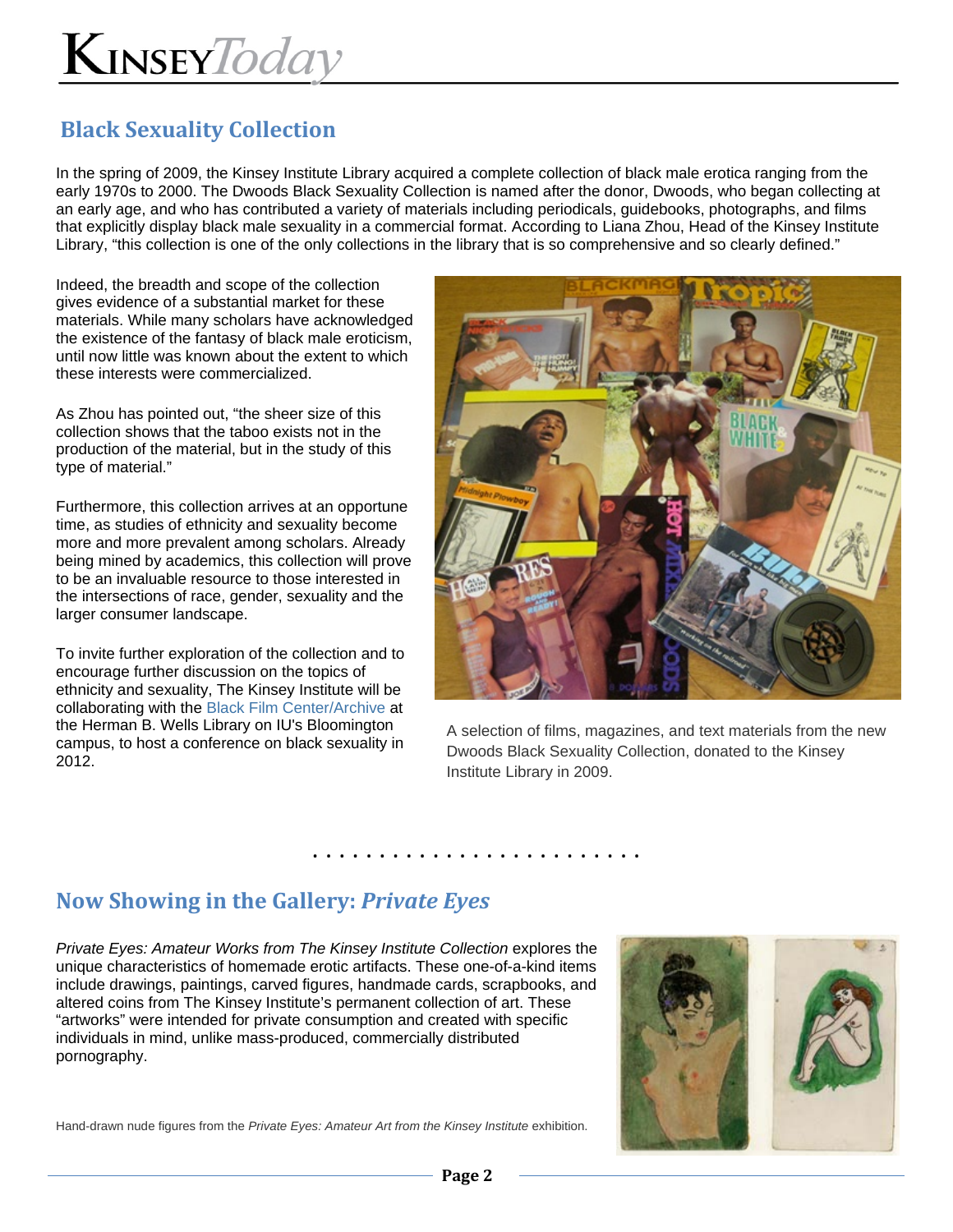## Black Sexuality Collection

In the spring of 2009, the Kinsey Institute Library acquired a complete collection of black male erotica ranging from the early 1970s to 2000. The Dwoods Black Sexuality Collection is named after the donor, Dwoods, who began collecting at an early age, and who has contributed a variety of materials including periodicals, guidebooks, photographs, and films that explicitly display black male sexuality in a commercial format. According to Liana Zhou, Head of the Kinsey Institute Library, "this collection is one of the only collections in the library that is so comprehensive and so clearly defined."

Indeed, the breadth and scope of the collection gives evidence of a substantial market for these materials. While many scholars have acknowledged the existence of the fantasy of black male eroticism, until now little was known about the extent to which these interests were commercialized.

As Zhou has pointed out, "the sheer size of this collection shows that the taboo exists not in the production of the material, but in the study of this type of material."

Furthermore, this collection arrives at an opportune time, as studies of ethnicity and sexuality become more and more prevalent among scholars. Already being mined by academics, this collection will prove to be an invaluable resource to those interested in the intersections of race, gender, sexuality and the larger consumer landscape.

To invite further exploration of the collection and to encourage further discussion on the topics of ethnicity and sexuality, The Kinsey Institute will be collaborating with the Black Film Center/Archive at the Herman B. Wells Library on IU's Bloomington campus, to host a conference on black sexuality in 2012.

A selection of films, magazines, and text materials from the new Dwoods Black Sexuality Collection, donated to the Kinsey Institute Library in 2009.

## Now Showing in the Gallery: *Private Eyes*

*Private Eyes: Amateur Works from The Kinsey Institute Collection* explores the unique characteristics of homemade erotic artifacts. These one-of-a-kind items include drawings, paintings, carved figures, handmade cards, scrapbooks, and altered coins from The Kinsey Institute's permanent collection of art. These "artworks" were intended for private consumption and created with specific individuals in mind, unlike mass-produced, commercially distributed pornography.

Hand-drawn nude figures from the *Private Eyes: Amateur Art from the Kinsey Institute* exhibition.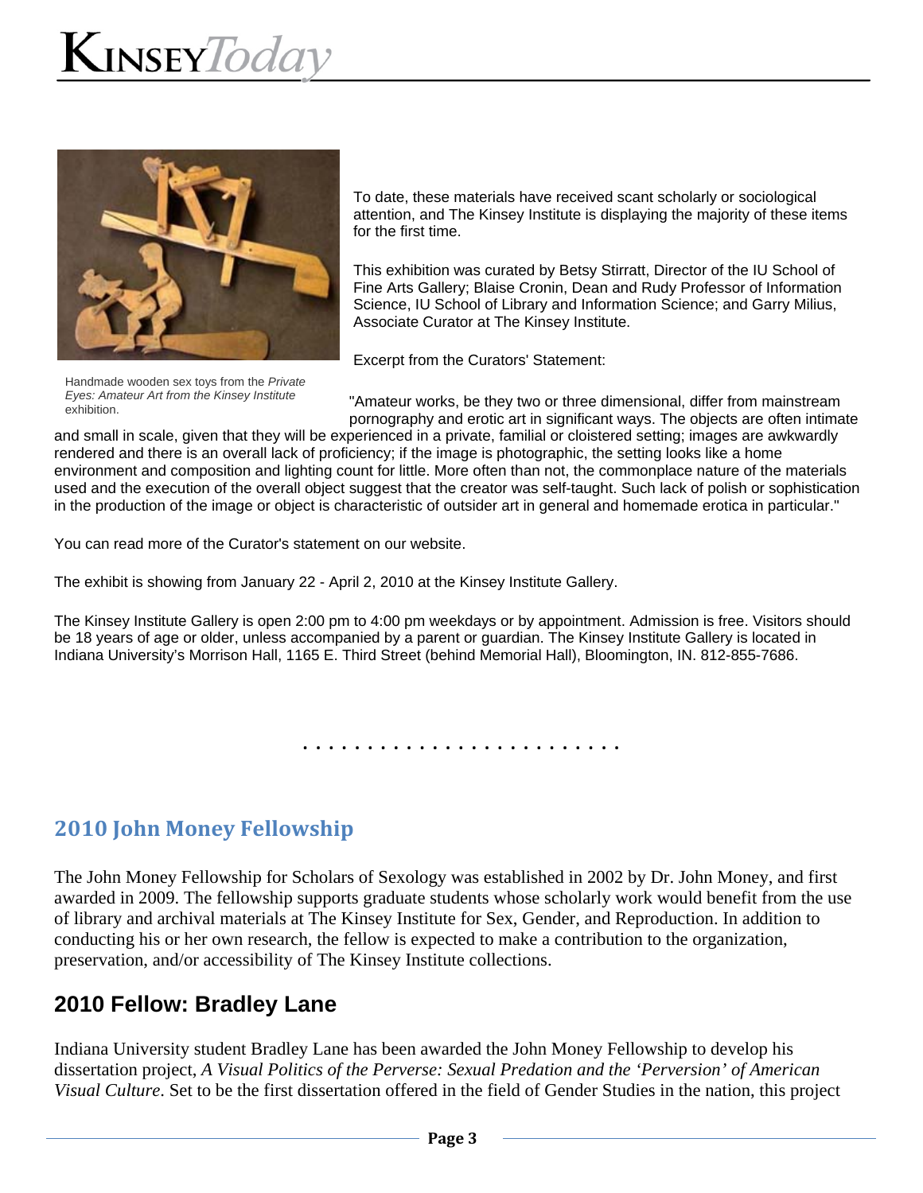Handmade wooden sex toys from the *Private Eyes: Amateur Art from the Kinsey Institute* exhibition.

To date, these materials have received scant scholarly or sociological attention, and The Kinsey Institute is displaying the majority of these items for the first time.

This exhibition was curated by Betsy Stirratt, Director of the IU School of Fine Arts Gallery; Blaise Cronin, Dean and Rudy Professor of Information Science, IU School of Library and Information Science; and Garry Milius, Associate Curator at The Kinsey Institute.

Excerpt from the Curators' Statement:

"Amateur works, be they two or three dimensional, differ from mainstream pornography and erotic art in significant ways. The objects are often intimate and small in scale, given that they will be experienced in a private, familial or cloistered setting; images are awkwardly rendered and there is an overall lack of proficiency; if the image is photographic, the setting looks like a home environment and composition and lighting count for little. More often than not, the commonplace nature of the materials used and the execution of the overall object suggest that the creator was self-taught. Such lack of polish or sophistication in the production of the image or object is characteristic of outsider art in general and homemade erotica in particular."

You can read more of the Curator's statement on our website.

The exhibit is showing from January 22 - April 2, 2010 at the Kinsey Institute Gallery.

The Kinsey Institute Gallery is open 2:00 pm to 4:00 pm weekdays or by appointment. Admission is free. Visitors should be 18 years of age or older, unless accompanied by a parent or guardian. The Kinsey Institute Gallery is located in Indiana University's Morrison Hall, 1165 E. Third Street (behind Memorial Hall), Bloomington, IN. 812-855-7686.

## 2010 John Money Fellowship

The John Money Fellowship for Scholars of Sexology was established in 2002 by Dr. John Money, and first awarded in 2009. The fellowship supports graduate students whose scholarly work would benefit from the use of library and archival materials at The Kinsey Institute for Sex, Gender, and Reproduction. In addition to conducting his or her own research, the fellow is expected to make a contribution to the organization, preservation, and/or accessibility of The Kinsey Institute collections.

## 2010 Fellow: Bradley Lane

Indiana University student Bradley Lane has been awarded the John Money Fellowship to develop his dissertation project, *A Visual Politics of the Perverse: Sexual Predation and the 'Perversion' of American Visual Culture*. Set to be the first dissertation offered in the field of Gender Studies in the nation, this project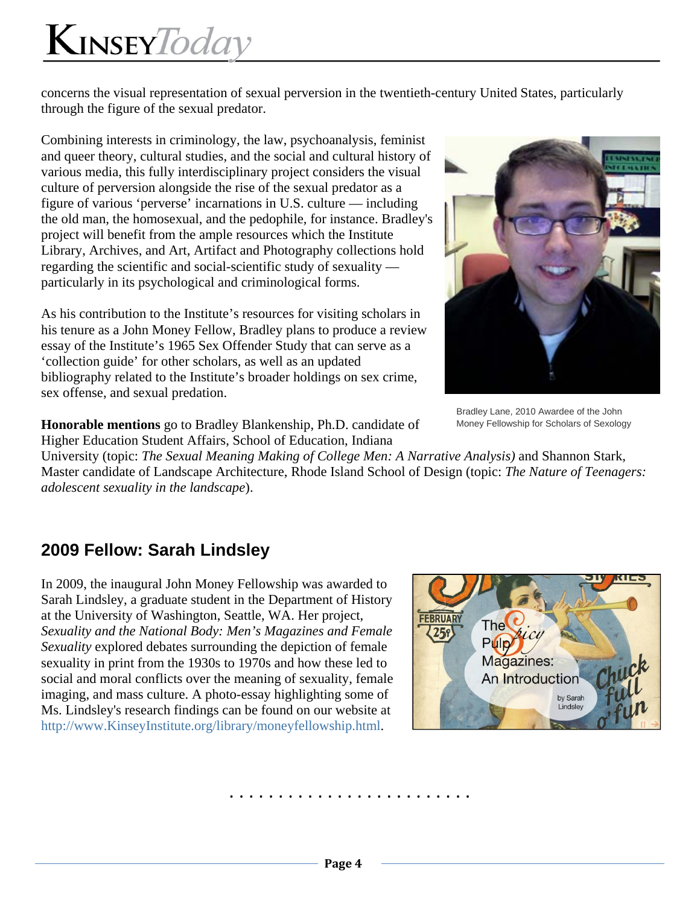concerns the visual representation of sexual perversion in the twentieth-century United States, particularly through the figure of the sexual predator.

Combining interests in criminology, the law, psychoanalysis, feminist and queer theory, cultural studies, and the social and cultural history of various media, this fully interdisciplinary project considers the visual culture of perversion alongside the rise of the sexual predator as a figure of various 'perverse' incarnations in U.S. culture — including the old man, the homosexual, and the pedophile, for instance. Bradley's project will benefit from the ample resources which the Institute Library, Archives, and Art, Artifact and Photography collections hold regarding the scientific and social-scientific study of sexuality — particularly in its psychological and criminological forms.

As his contribution to the Institute's resources for visiting scholars in his tenure as a John Money Fellow, Bradley plans to produce a review essay of the Institute's 1965 Sex Offender Study that can serve as a 'collection guide' for other scholars, as well as an updated bibliography related to the Institute's broader holdings on sex crime, sex offense, and sexual predation.

Bradley Lane, 2010 Awardee of the John Money Fellowship for Scholars of Sexology

**Honorable mentions** go to Bradley Blankenship, Ph.D. candidate of Higher Education Student Affairs, School of Education, Indiana University (topic: *The Sexual Meaning Making of College Men: A Narrative Analysis)* and Shannon Stark, Master candidate of Landscape Architecture, Rhode Island School of Design (topic: *The Nature of Teenagers: adolescent sexuality in the landscape*).

## 2009 Fellow: Sarah Lindsley

In 2009, the inaugural John Money Fellowship was awarded to Sarah Lindsley, a graduate student in the Department of History at the University of Washington, Seattle, WA. Her project, *Sexuality and the National Body: Men's Magazines and Female Sexuality* explored debates surrounding the depiction of female sexuality in print from the 1930s to 1970s and how these led to social and moral conflicts over the meaning of sexuality, female imaging, and mass culture. A photo-essay highlighting some of Ms. Lindsley's research findings can be found on our website at http://www.KinseyInstitute.org/library/moneyfellowship.html.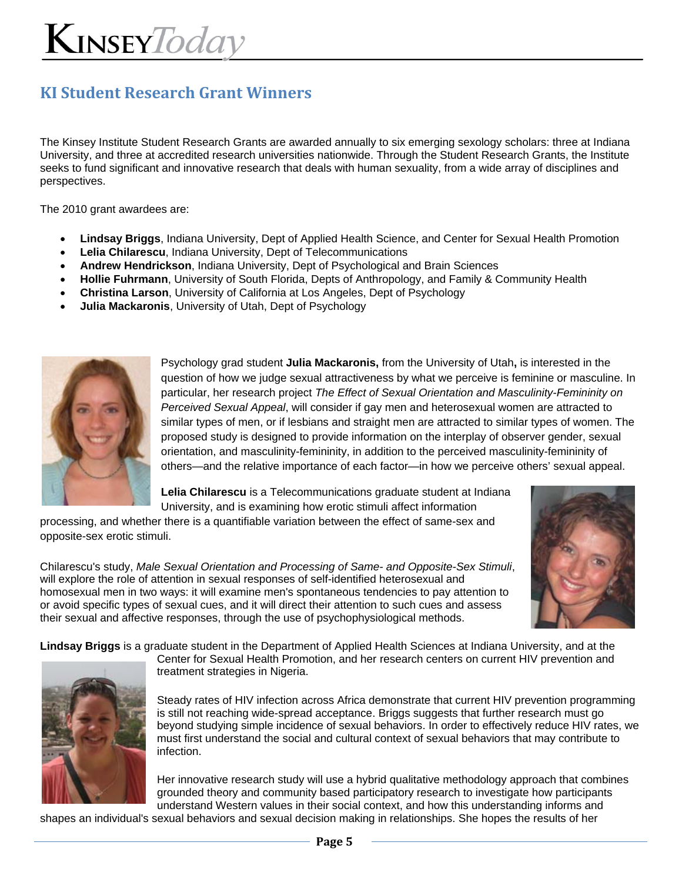## KI Student Research Grant Winners

The Kinsey Institute Student Research Grants are awarded annually to six emerging sexology scholars: three at Indiana University, and three at accredited research universities nationwide. Through the Student Research Grants, the Institute seeks to fund significant and innovative research that deals with human sexuality, from a wide array of disciplines and perspectives.

The 2010 grant awardees are:

- **Lindsay Briggs**, Indiana University, Dept of Applied Health Science, and Center for Sexual Health Promotion
- **Lelia Chilarescu**, Indiana University, Dept of Telecommunications
- **Andrew Hendrickson**, Indiana University, Dept of Psychological and Brain Sciences
- **Hollie Fuhrmann**, University of South Florida, Depts of Anthropology, and Family & Community Health
- **Christina Larson**, University of California at Los Angeles, Dept of Psychology
- **Julia Mackaronis**, University of Utah, Dept of Psychology

Psychology grad student **Julia Mackaronis,** from the University of Utah**,** is interested in the question of how we judge sexual attractiveness by what we perceive is feminine or masculine. In particular, her research project *The Effect of Sexual Orientation and Masculinity-Femininity on Perceived Sexual Appeal*, will consider if gay men and heterosexual women are attracted to similar types of men, or if lesbians and straight men are attracted to similar types of women. The proposed study is designed to provide information on the interplay of observer gender, sexual orientation, and masculinity-femininity, in addition to the perceived masculinity-femininity of others—and the relative importance of each factor—in how we perceive others' sexual appeal.

**Lelia Chilarescu** is a Telecommunications graduate student at Indiana University, and is examining how erotic stimuli affect information processing, and whether there is a quantifiable variation between the effect of same-sex and opposite-sex erotic stimuli.

Chilarescu's study, *Male Sexual Orientation and Processing of Same- and Opposite-Sex Stimuli*, will explore the role of attention in sexual responses of self-identified heterosexual and homosexual men in two ways: it will examine men's spontaneous tendencies to pay attention to or avoid specific types of sexual cues, and it will direct their attention to such cues and assess their sexual and affective responses, through the use of psychophysiological methods.

**Lindsay Briggs** is a graduate student in the Department of Applied Health Sciences at Indiana University, and at the Center for Sexual Health Promotion, and her research centers on current HIV prevention and treatment strategies in Nigeria.

Steady rates of HIV infection across Africa demonstrate that current HIV prevention programming is still not reaching wide-spread acceptance. Briggs suggests that further research must go beyond studying simple incidence of sexual behaviors. In order to effectively reduce HIV rates, we must first understand the social and cultural context of sexual behaviors that may contribute to infection.

Her innovative research study will use a hybrid qualitative methodology approach that combines grounded theory and community based participatory research to investigate how participants understand Western values in their social context, and how this understanding informs and shapes an individual's sexual behaviors and sexual decision making in relationships. She hopes the results of her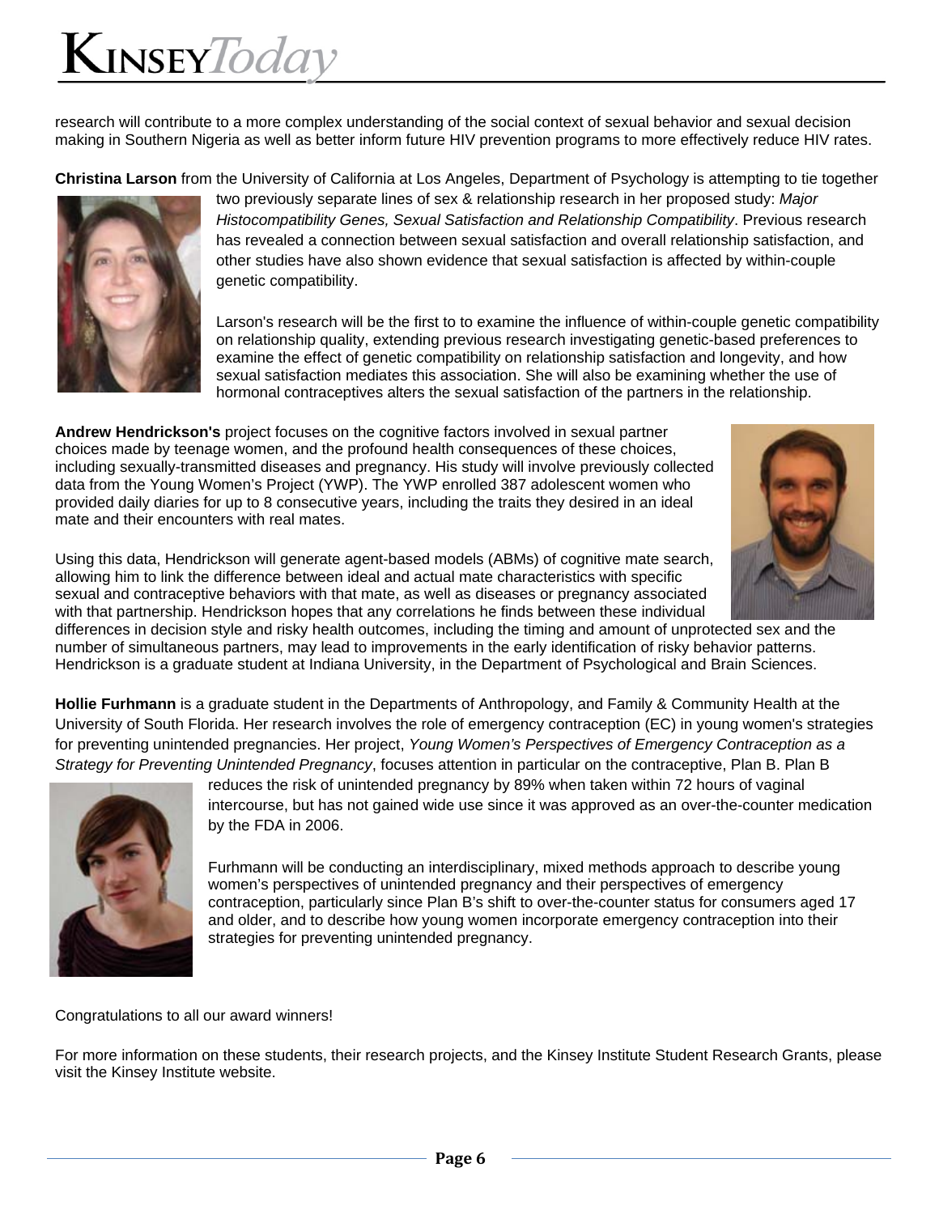research will contribute to a more complex understanding of the social context of sexual behavior and sexual decision making in Southern Nigeria as well as better inform future HIV prevention programs to more effectively reduce HIV rates.

**Christina Larson** from the University of California at Los Angeles, Department of Psychology is attempting to tie together two previously separate lines of sex & relationship research in her proposed study: *Major Histocompatibility Genes, Sexual Satisfaction and Relationship Compatibility*. Previous research has revealed a connection between sexual satisfaction and overall relationship satisfaction, and other studies have also shown evidence that sexual satisfaction is affected by within-couple genetic compatibility.

Larson's research will be the first to to examine the influence of within-couple genetic compatibility on relationship quality, extending previous research investigating genetic-based preferences to examine the effect of genetic compatibility on relationship satisfaction and longevity, and how sexual satisfaction mediates this association. She will also be examining whether the use of hormonal contraceptives alters the sexual satisfaction of the partners in the relationship.

**Andrew Hendrickson's** project focuses on the cognitive factors involved in sexual partner choices made by teenage women, and the profound health consequences of these choices, including sexually-transmitted diseases and pregnancy. His study will involve previously collected data from the Young Women's Project (YWP). The YWP enrolled 387 adolescent women who provided daily diaries for up to 8 consecutive years, including the traits they desired in an ideal mate and their encounters with real mates.

Using this data, Hendrickson will generate agent-based models (ABMs) of cognitive mate search, allowing him to link the difference between ideal and actual mate characteristics with specific sexual and contraceptive behaviors with that mate, as well as diseases or pregnancy associated with that partnership. Hendrickson hopes that any correlations he finds between these individual differences in decision style and risky health outcomes, including the timing and amount of unprotected sex and the number of simultaneous partners, may lead to improvements in the early identification of risky behavior patterns. Hendrickson is a graduate student at Indiana University, in the Department of Psychological and Brain Sciences.

**Hollie Furhmann** is a graduate student in the Departments of Anthropology, and Family & Community Health at the University of South Florida. Her research involves the role of emergency contraception (EC) in young women's strategies for preventing unintended pregnancies. Her project, *Young Women's Perspectives of Emergency Contraception as a Strategy for Preventing Unintended Pregnancy*, focuses attention in particular on the contraceptive, Plan B. Plan B reduces the risk of unintended pregnancy by 89% when taken within 72 hours of vaginal intercourse, but has not gained wide use since it was approved as an over-the-counter medication by the FDA in 2006.

Furhmann will be conducting an interdisciplinary, mixed methods approach to describe young women's perspectives of unintended pregnancy and their perspectives of emergency contraception, particularly since Plan B's shift to over-the-counter status for consumers aged 17 and older, and to describe how young women incorporate emergency contraception into their strategies for preventing unintended pregnancy.

Congratulations to all our award winners!

For more information on these students, their research projects, and the Kinsey Institute Student Research Grants, please visit the Kinsey Institute website.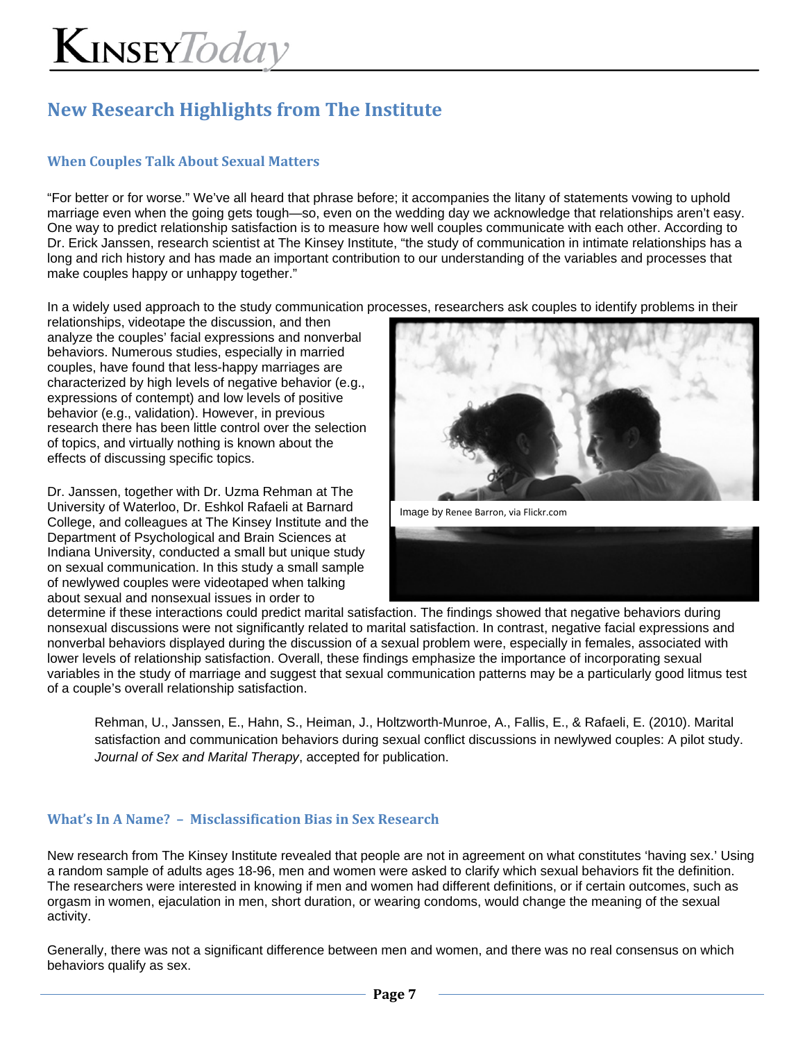## New Research Highlights from The Institute

### When Couples Talk About Sexual Matters

"For better or for worse." We've all heard that phrase before; it accompanies the litany of statements vowing to uphold marriage even when the going gets tough—so, even on the wedding day we acknowledge that relationships aren't easy. One way to predict relationship satisfaction is to measure how well couples communicate with each other. According to Dr. Erick Janssen, research scientist at The Kinsey Institute, "the study of communication in intimate relationships has a long and rich history and has made an important contribution to our understanding of the variables and processes that make couples happy or unhappy together."

In a widely used approach to the study communication processes, researchers ask couples to identify problems in their relationships, videotape the discussion, and then analyze the couples' facial expressions and nonverbal behaviors. Numerous studies, especially in married couples, have found that less-happy marriages are characterized by high levels of negative behavior (e.g., expressions of contempt) and low levels of positive behavior (e.g., validation). However, in previous research there has been little control over the selection of topics, and virtually nothing is known about the effects of discussing specific topics.

Image by Renee Barron, via Flickr.com

Dr. Janssen, together with Dr. Uzma Rehman at The University of Waterloo, Dr. Eshkol Rafaeli at Barnard College, and colleagues at The Kinsey Institute and the Department of Psychological and Brain Sciences at Indiana University, conducted a small but unique study on sexual communication. In this study a small sample of newlywed couples were videotaped when talking about sexual and nonsexual issues in order to determine if these interactions could predict marital satisfaction. The findings showed that negative behaviors during nonsexual discussions were not significantly related to marital satisfaction. In contrast, negative facial expressions and nonverbal behaviors displayed during the discussion of a sexual problem were, especially in females, associated with lower levels of relationship satisfaction. Overall, these findings emphasize the importance of incorporating sexual variables in the study of marriage and suggest that sexual communication patterns may be a particularly good litmus test of a couple's overall relationship satisfaction.

> Rehman, U., Janssen, E., Hahn, S., Heiman, J., Holtzworth-Munroe, A., Fallis, E., & Rafaeli, E. (2010). Marital satisfaction and communication behaviors during sexual conflict discussions in newlywed couples: A pilot study. *Journal of Sex and Marital Therapy*, accepted for publication.

### What's In A Name? – Misclassification Bias in Sex Research

New research from The Kinsey Institute revealed that people are not in agreement on what constitutes 'having sex.' Using a random sample of adults ages 18-96, men and women were asked to clarify which sexual behaviors fit the definition. The researchers were interested in knowing if men and women had different definitions, or if certain outcomes, such as orgasm in women, ejaculation in men, short duration, or wearing condoms, would change the meaning of the sexual activity.

Generally, there was not a significant difference between men and women, and there was no real consensus on which behaviors qualify as sex.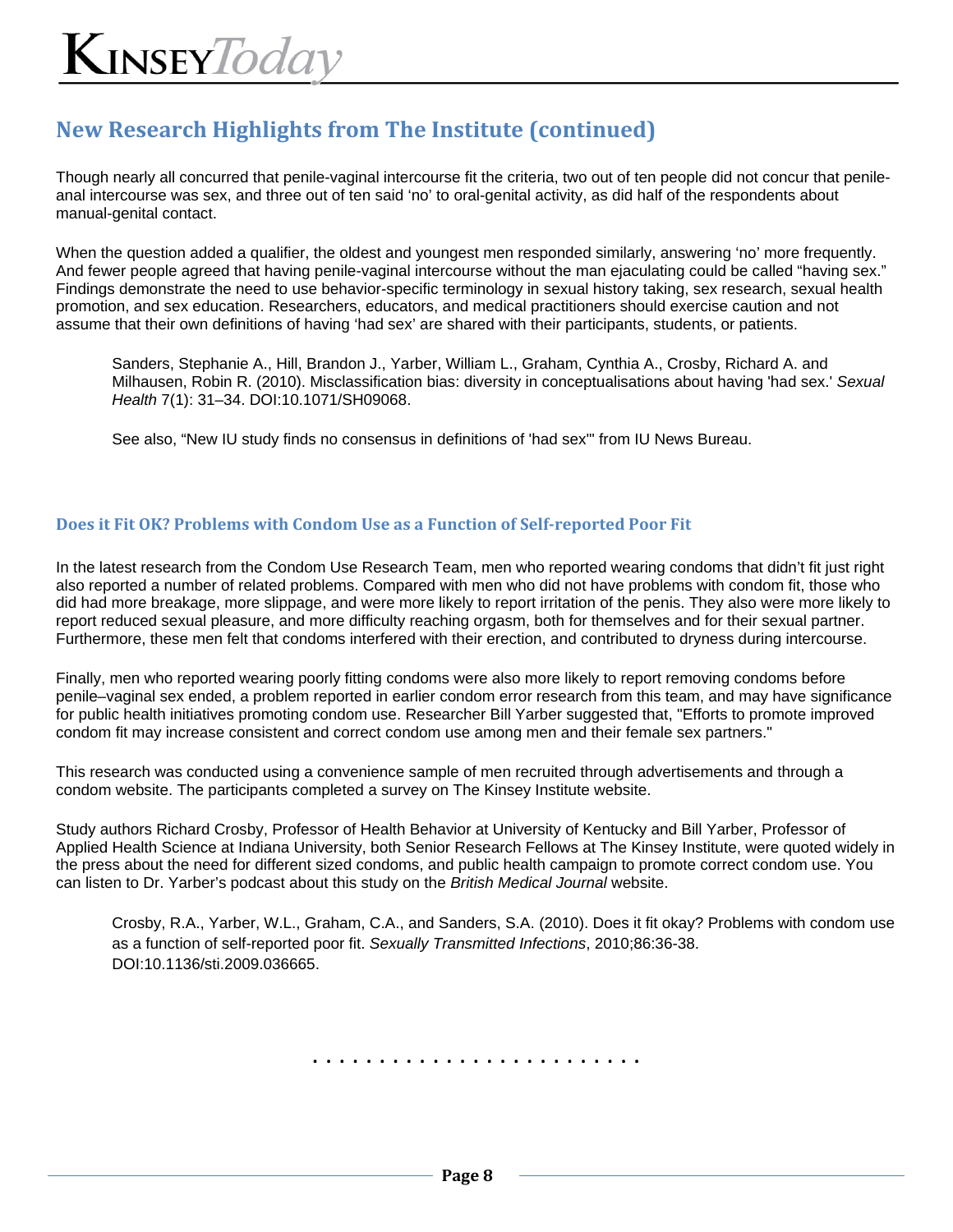## New Research Highlights from The Institute (continued)

Though nearly all concurred that penile-vaginal intercourse fit the criteria, two out of ten people did not concur that penile-anal intercourse was sex, and three out of ten said 'no' to oral-genital activity, as did half of the respondents about manual-genital contact.

When the question added a qualifier, the oldest and youngest men responded similarly, answering 'no' more frequently. And fewer people agreed that having penile-vaginal intercourse without the man ejaculating could be called "having sex." Findings demonstrate the need to use behavior-specific terminology in sexual history taking, sex research, sexual health promotion, and sex education. Researchers, educators, and medical practitioners should exercise caution and not assume that their own definitions of having 'had sex' are shared with their participants, students, or patients.

> Sanders, Stephanie A., Hill, Brandon J., Yarber, William L., Graham, Cynthia A., Crosby, Richard A. and Milhausen, Robin R. (2010). Misclassification bias: diversity in conceptualisations about having 'had sex.' *Sexual Health* 7(1): 31–34. DOI:10.1071/SH09068.
>
> See also, "New IU study finds no consensus in definitions of 'had sex'" from IU News Bureau.

### Does it Fit OK? Problems with Condom Use as a Function of Self-reported Poor Fit

In the latest research from the Condom Use Research Team, men who reported wearing condoms that didn't fit just right also reported a number of related problems. Compared with men who did not have problems with condom fit, those who did had more breakage, more slippage, and were more likely to report irritation of the penis. They also were more likely to report reduced sexual pleasure, and more difficulty reaching orgasm, both for themselves and for their sexual partner. Furthermore, these men felt that condoms interfered with their erection, and contributed to dryness during intercourse.

Finally, men who reported wearing poorly fitting condoms were also more likely to report removing condoms before penile–vaginal sex ended, a problem reported in earlier condom error research from this team, and may have significance for public health initiatives promoting condom use. Researcher Bill Yarber suggested that, "Efforts to promote improved condom fit may increase consistent and correct condom use among men and their female sex partners."

This research was conducted using a convenience sample of men recruited through advertisements and through a condom website. The participants completed a survey on The Kinsey Institute website.

Study authors Richard Crosby, Professor of Health Behavior at University of Kentucky and Bill Yarber, Professor of Applied Health Science at Indiana University, both Senior Research Fellows at The Kinsey Institute, were quoted widely in the press about the need for different sized condoms, and public health campaign to promote correct condom use. You can listen to Dr. Yarber's podcast about this study on the *British Medical Journal* website.

> Crosby, R.A., Yarber, W.L., Graham, C.A., and Sanders, S.A. (2010). Does it fit okay? Problems with condom use as a function of self-reported poor fit. *Sexually Transmitted Infections*, 2010;86:36-38. DOI:10.1136/sti.2009.036665.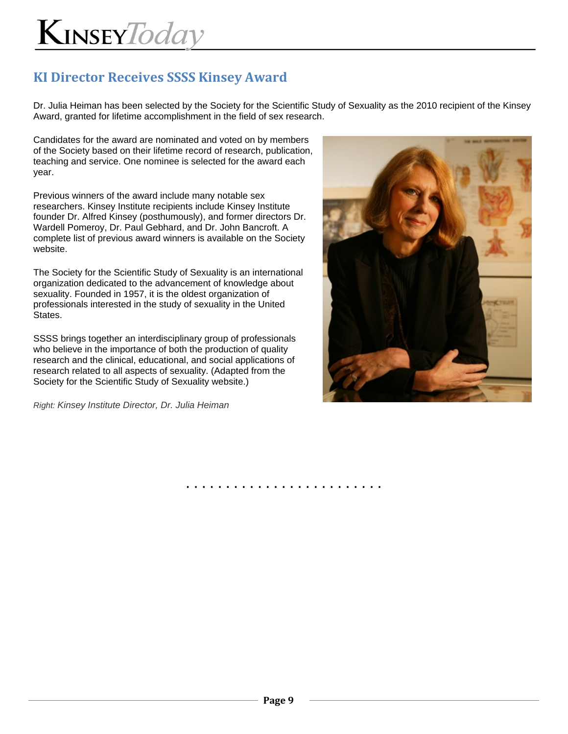## KI Director Receives SSSS Kinsey Award

Dr. Julia Heiman has been selected by the Society for the Scientific Study of Sexuality as the 2010 recipient of the Kinsey Award, granted for lifetime accomplishment in the field of sex research.

Candidates for the award are nominated and voted on by members of the Society based on their lifetime record of research, publication, teaching and service. One nominee is selected for the award each year.

Previous winners of the award include many notable sex researchers. Kinsey Institute recipients include Kinsey Institute founder Dr. Alfred Kinsey (posthumously), and former directors Dr. Wardell Pomeroy, Dr. Paul Gebhard, and Dr. John Bancroft. A complete list of previous award winners is available on the Society website.

The Society for the Scientific Study of Sexuality is an international organization dedicated to the advancement of knowledge about sexuality. Founded in 1957, it is the oldest organization of professionals interested in the study of sexuality in the United States.

SSSS brings together an interdisciplinary group of professionals who believe in the importance of both the production of quality research and the clinical, educational, and social applications of research related to all aspects of sexuality. (Adapted from the Society for the Scientific Study of Sexuality website.)

*Right: Kinsey Institute Director, Dr. Julia Heiman*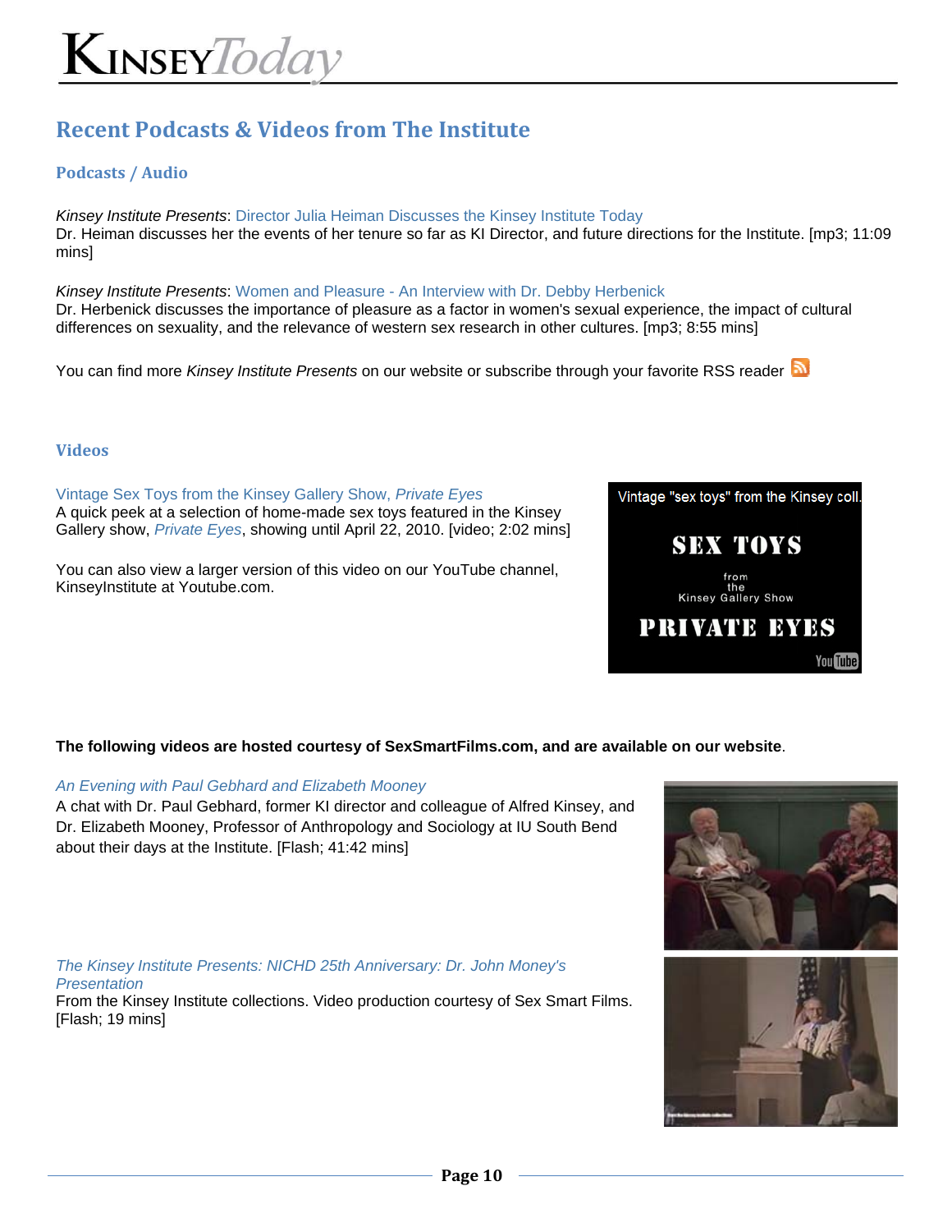# Recent Podcasts & Videos from The Institute

## Podcasts / Audio

*Kinsey Institute Presents*: Director Julia Heiman Discusses the Kinsey Institute Today
Dr. Heiman discusses her the events of her tenure so far as KI Director, and future directions for the Institute. [mp3; 11:09 mins]

*Kinsey Institute Presents*: Women and Pleasure - An Interview with Dr. Debby Herbenick
Dr. Herbenick discusses the importance of pleasure as a factor in women's sexual experience, the impact of cultural differences on sexuality, and the relevance of western sex research in other cultures. [mp3; 8:55 mins]

You can find more *Kinsey Institute Presents* on our website or subscribe through your favorite RSS reader

## Videos

Vintage Sex Toys from the Kinsey Gallery Show, *Private Eyes*
A quick peek at a selection of home-made sex toys featured in the Kinsey Gallery show, *Private Eyes*, showing until April 22, 2010. [video; 2:02 mins]

You can also view a larger version of this video on our YouTube channel, KinseyInstitute at Youtube.com.

**The following videos are hosted courtesy of SexSmartFilms.com, and are available on our website**.

*An Evening with Paul Gebhard and Elizabeth Mooney*
A chat with Dr. Paul Gebhard, former KI director and colleague of Alfred Kinsey, and Dr. Elizabeth Mooney, Professor of Anthropology and Sociology at IU South Bend about their days at the Institute. [Flash; 41:42 mins]

*The Kinsey Institute Presents: NICHD 25th Anniversary: Dr. John Money's Presentation*
From the Kinsey Institute collections. Video production courtesy of Sex Smart Films. [Flash; 19 mins]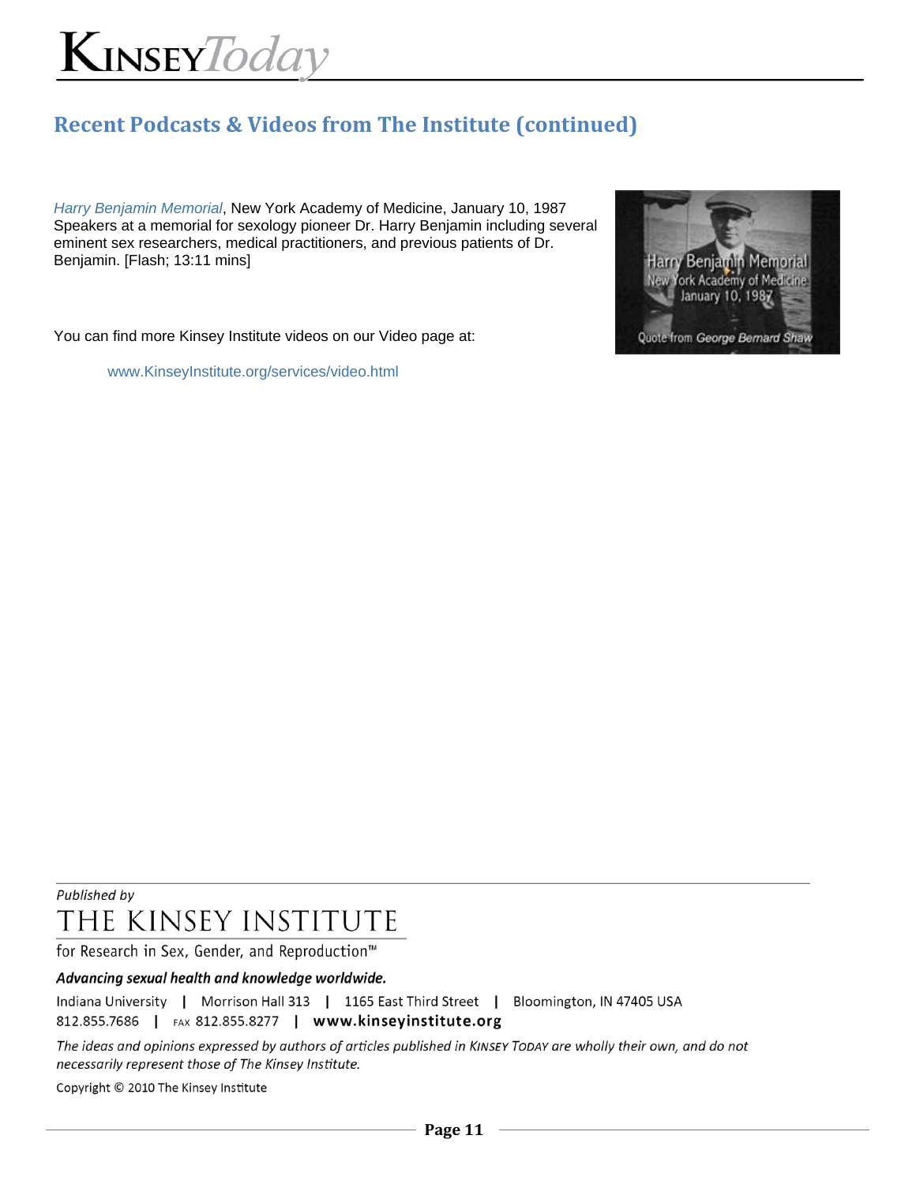## Recent Podcasts & Videos from The Institute (continued)

*Harry Benjamin Memorial*, New York Academy of Medicine, January 10, 1987
Speakers at a memorial for sexology pioneer Dr. Harry Benjamin including several eminent sex researchers, medical practitioners, and previous patients of Dr. Benjamin. [Flash; 13:11 mins]

You can find more Kinsey Institute videos on our Video page at:

www.KinseyInstitute.org/services/video.html

---

*Published by*

THE KINSEY INSTITUTE

for Research in Sex, Gender, and Reproduction™

***Advancing sexual health and knowledge worldwide.***

Indiana University | Morrison Hall 313 | 1165 East Third Street | Bloomington, IN 47405 USA
812.855.7686 | FAX 812.855.8277 | **www.kinseyinstitute.org**

*The ideas and opinions expressed by authors of articles published in KINSEY TODAY are wholly their own, and do not necessarily represent those of The Kinsey Institute.*

Copyright © 2010 The Kinsey Institute